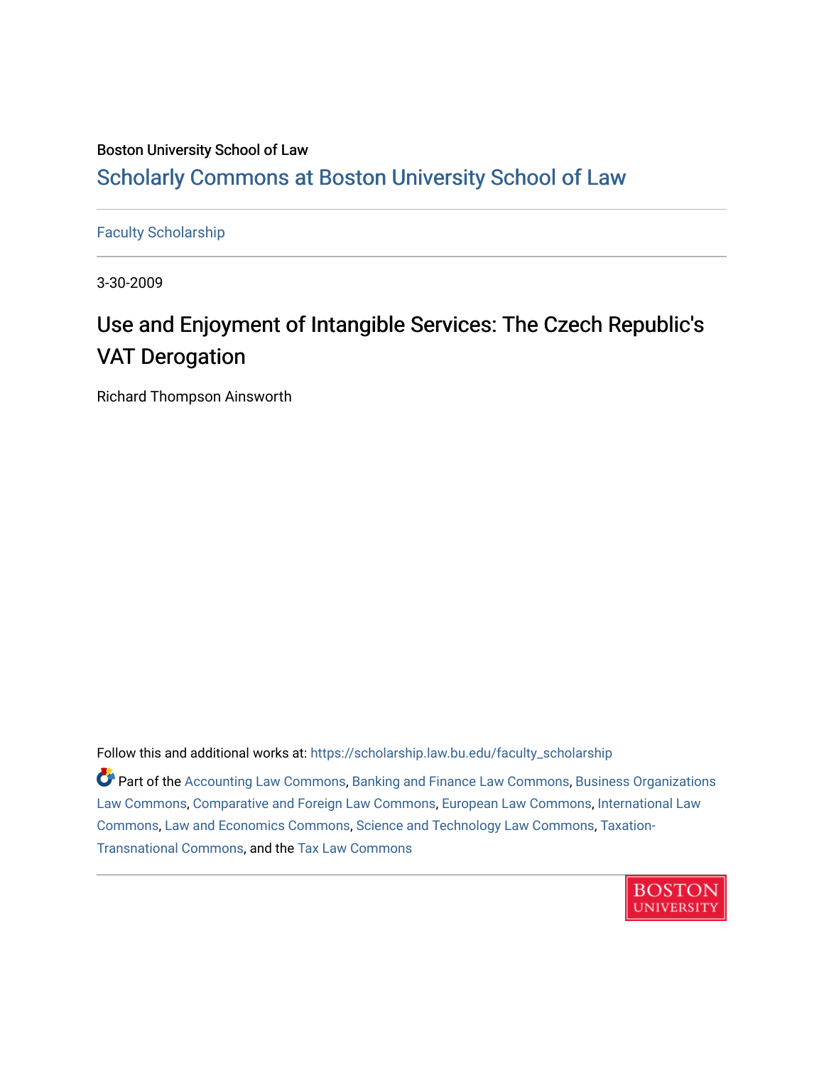Boston University School of Law

# Scholarly Commons at Boston University School of Law

Faculty Scholarship

3-30-2009

## Use and Enjoyment of Intangible Services: The Czech Republic's VAT Derogation

Richard Thompson Ainsworth

Follow this and additional works at: https://scholarship.law.bu.edu/faculty_scholarship

Part of the Accounting Law Commons, Banking and Finance Law Commons, Business Organizations Law Commons, Comparative and Foreign Law Commons, European Law Commons, International Law Commons, Law and Economics Commons, Science and Technology Law Commons, Taxation-Transnational Commons, and the Tax Law Commons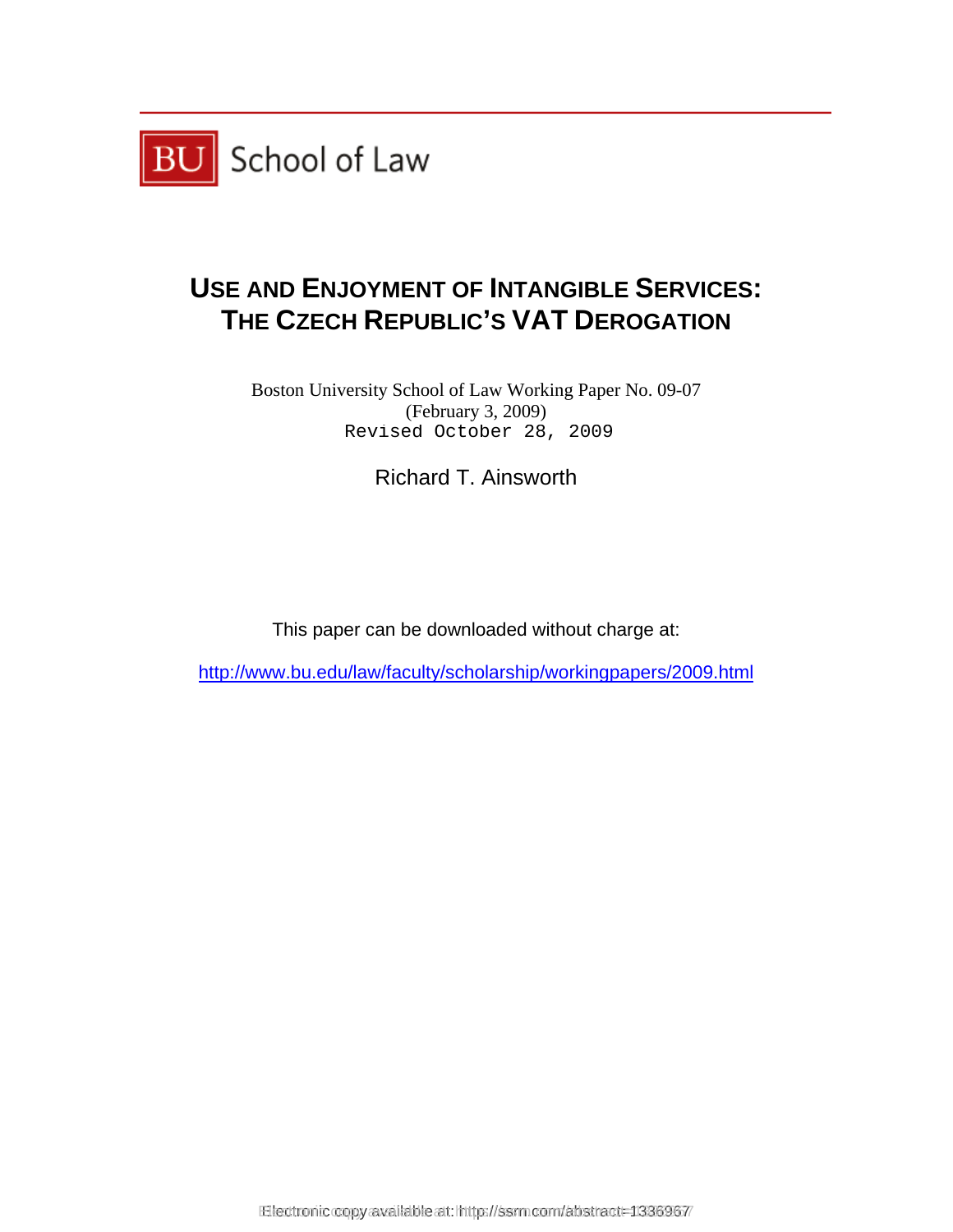BU School of Law

# USE AND ENJOYMENT OF INTANGIBLE SERVICES: THE CZECH REPUBLIC'S VAT DEROGATION

Boston University School of Law Working Paper No. 09-07
(February 3, 2009)
Revised October 28, 2009

Richard T. Ainsworth

This paper can be downloaded without charge at:

http://www.bu.edu/law/faculty/scholarship/workingpapers/2009.html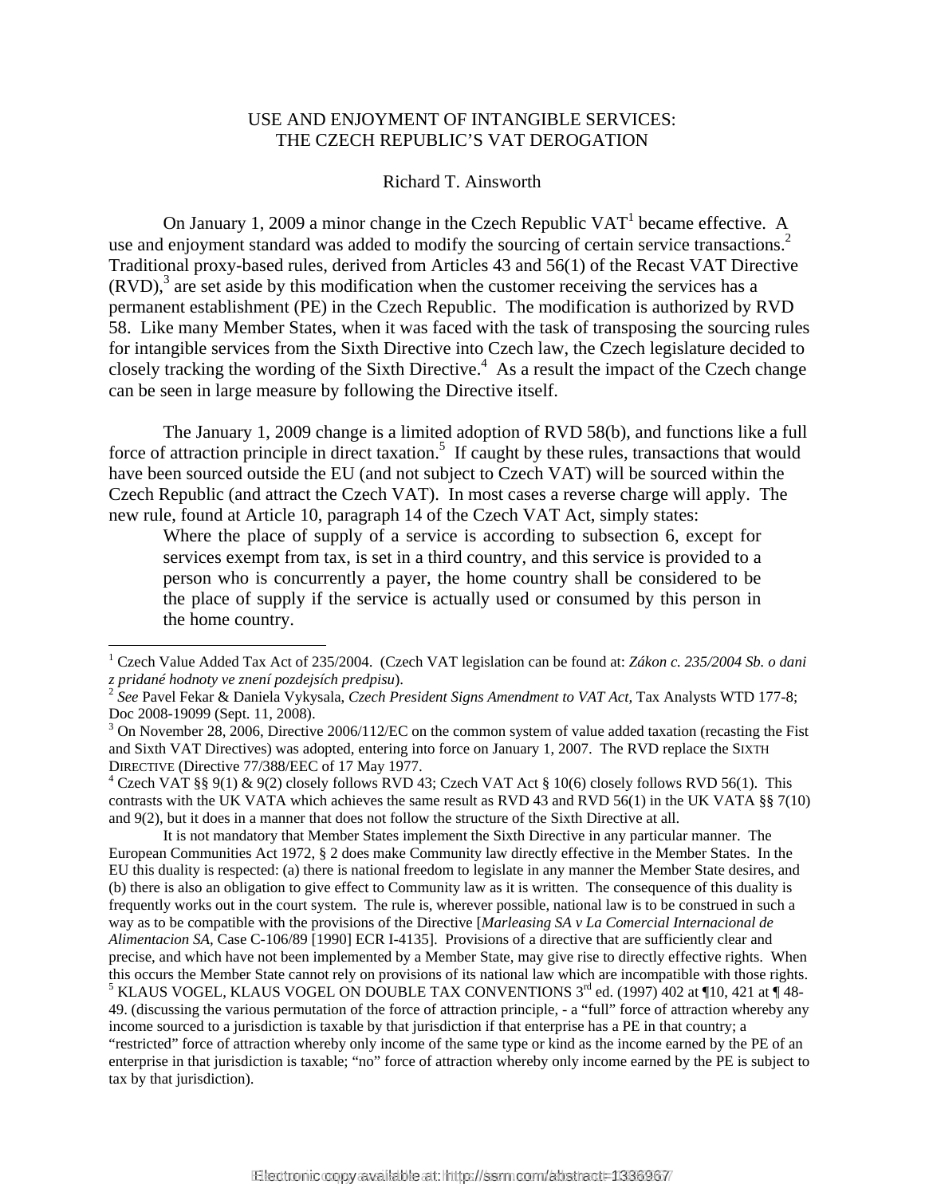# USE AND ENJOYMENT OF INTANGIBLE SERVICES: THE CZECH REPUBLIC'S VAT DEROGATION

Richard T. Ainsworth

On January 1, 2009 a minor change in the Czech Republic VAT[1] became effective. A use and enjoyment standard was added to modify the sourcing of certain service transactions.[2] Traditional proxy-based rules, derived from Articles 43 and 56(1) of the Recast VAT Directive (RVD),[3] are set aside by this modification when the customer receiving the services has a permanent establishment (PE) in the Czech Republic. The modification is authorized by RVD 58. Like many Member States, when it was faced with the task of transposing the sourcing rules for intangible services from the Sixth Directive into Czech law, the Czech legislature decided to closely tracking the wording of the Sixth Directive.[4] As a result the impact of the Czech change can be seen in large measure by following the Directive itself.

The January 1, 2009 change is a limited adoption of RVD 58(b), and functions like a full force of attraction principle in direct taxation.[5] If caught by these rules, transactions that would have been sourced outside the EU (and not subject to Czech VAT) will be sourced within the Czech Republic (and attract the Czech VAT). In most cases a reverse charge will apply. The new rule, found at Article 10, paragraph 14 of the Czech VAT Act, simply states:

> Where the place of supply of a service is according to subsection 6, except for services exempt from tax, is set in a third country, and this service is provided to a person who is concurrently a payer, the home country shall be considered to be the place of supply if the service is actually used or consumed by this person in the home country.

---

[1] Czech Value Added Tax Act of 235/2004. (Czech VAT legislation can be found at: *Zákon c. 235/2004 Sb. o dani z pridané hodnoty ve znení pozdejsích predpisu*).

[2] *See* Pavel Fekar & Daniela Vykysala, *Czech President Signs Amendment to VAT Act,* Tax Analysts WTD 177-8; Doc 2008-19099 (Sept. 11, 2008).

[3] On November 28, 2006, Directive 2006/112/EC on the common system of value added taxation (recasting the Fist and Sixth VAT Directives) was adopted, entering into force on January 1, 2007. The RVD replace the SIXTH DIRECTIVE (Directive 77/388/EEC of 17 May 1977.

[4] Czech VAT §§ 9(1) & 9(2) closely follows RVD 43; Czech VAT Act § 10(6) closely follows RVD 56(1). This contrasts with the UK VATA which achieves the same result as RVD 43 and RVD 56(1) in the UK VATA §§ 7(10) and 9(2), but it does in a manner that does not follow the structure of the Sixth Directive at all.

It is not mandatory that Member States implement the Sixth Directive in any particular manner. The European Communities Act 1972, § 2 does make Community law directly effective in the Member States. In the EU this duality is respected: (a) there is national freedom to legislate in any manner the Member State desires, and (b) there is also an obligation to give effect to Community law as it is written. The consequence of this duality is frequently works out in the court system. The rule is, wherever possible, national law is to be construed in such a way as to be compatible with the provisions of the Directive [*Marleasing SA v La Comercial Internacional de Alimentacion SA,* Case C-106/89 [1990] ECR I-4135]. Provisions of a directive that are sufficiently clear and precise, and which have not been implemented by a Member State, may give rise to directly effective rights. When this occurs the Member State cannot rely on provisions of its national law which are incompatible with those rights.

[5] KLAUS VOGEL, KLAUS VOGEL ON DOUBLE TAX CONVENTIONS 3rd ed. (1997) 402 at ¶10, 421 at ¶ 48-49. (discussing the various permutation of the force of attraction principle, - a "full" force of attraction whereby any income sourced to a jurisdiction is taxable by that jurisdiction if that enterprise has a PE in that country; a "restricted" force of attraction whereby only income of the same type or kind as the income earned by the PE of an enterprise in that jurisdiction is taxable; "no" force of attraction whereby only income earned by the PE is subject to tax by that jurisdiction).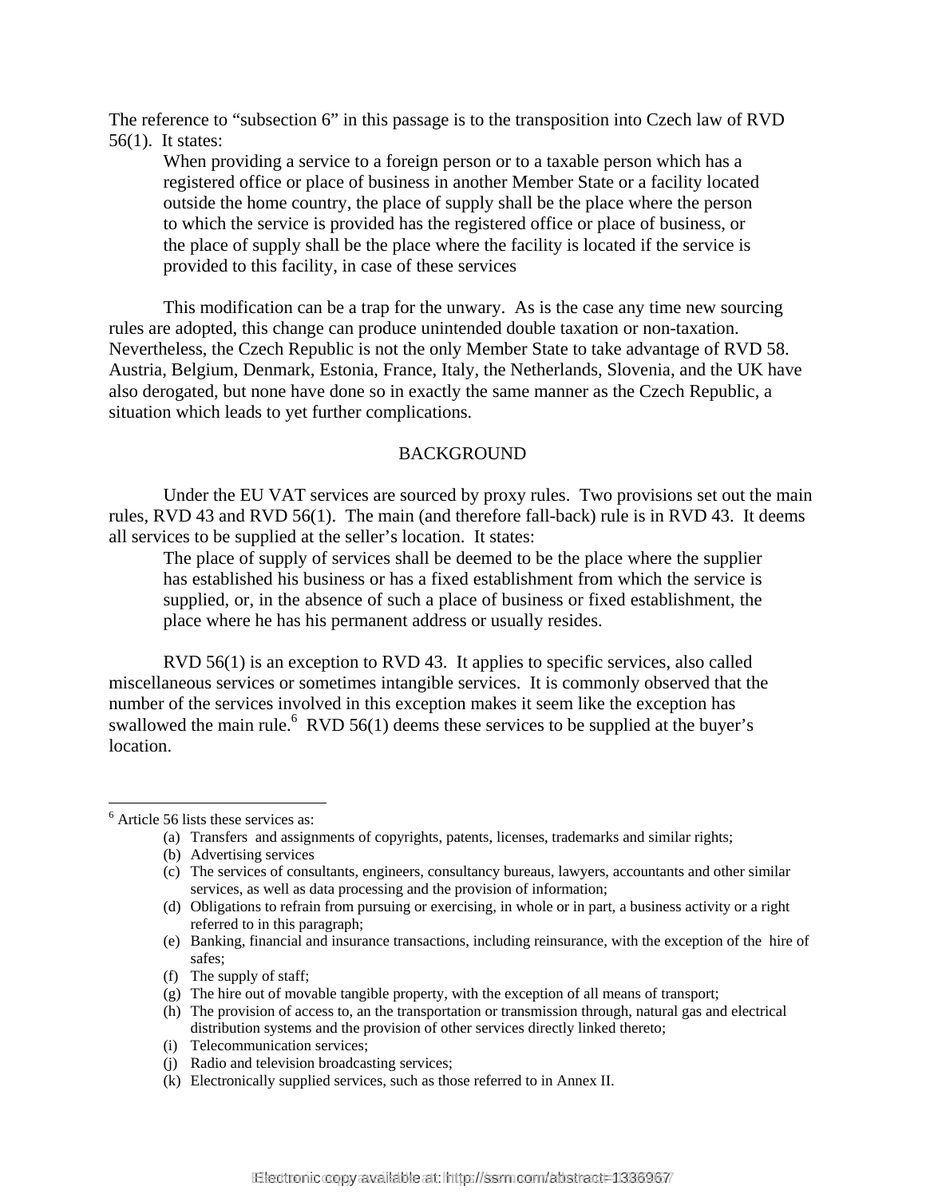The reference to "subsection 6" in this passage is to the transposition into Czech law of RVD 56(1). It states:

> When providing a service to a foreign person or to a taxable person which has a registered office or place of business in another Member State or a facility located outside the home country, the place of supply shall be the place where the person to which the service is provided has the registered office or place of business, or the place of supply shall be the place where the facility is located if the service is provided to this facility, in case of these services

This modification can be a trap for the unwary. As is the case any time new sourcing rules are adopted, this change can produce unintended double taxation or non-taxation. Nevertheless, the Czech Republic is not the only Member State to take advantage of RVD 58. Austria, Belgium, Denmark, Estonia, France, Italy, the Netherlands, Slovenia, and the UK have also derogated, but none have done so in exactly the same manner as the Czech Republic, a situation which leads to yet further complications.

## BACKGROUND

Under the EU VAT services are sourced by proxy rules. Two provisions set out the main rules, RVD 43 and RVD 56(1). The main (and therefore fall-back) rule is in RVD 43. It deems all services to be supplied at the seller's location. It states:

> The place of supply of services shall be deemed to be the place where the supplier has established his business or has a fixed establishment from which the service is supplied, or, in the absence of such a place of business or fixed establishment, the place where he has his permanent address or usually resides.

RVD 56(1) is an exception to RVD 43. It applies to specific services, also called miscellaneous services or sometimes intangible services. It is commonly observed that the number of the services involved in this exception makes it seem like the exception has swallowed the main rule.[6] RVD 56(1) deems these services to be supplied at the buyer's location.

---

[6] Article 56 lists these services as:

(a) Transfers and assignments of copyrights, patents, licenses, trademarks and similar rights;
(b) Advertising services
(c) The services of consultants, engineers, consultancy bureaus, lawyers, accountants and other similar services, as well as data processing and the provision of information;
(d) Obligations to refrain from pursuing or exercising, in whole or in part, a business activity or a right referred to in this paragraph;
(e) Banking, financial and insurance transactions, including reinsurance, with the exception of the hire of safes;
(f) The supply of staff;
(g) The hire out of movable tangible property, with the exception of all means of transport;
(h) The provision of access to, an the transportation or transmission through, natural gas and electrical distribution systems and the provision of other services directly linked thereto;
(i) Telecommunication services;
(j) Radio and television broadcasting services;
(k) Electronically supplied services, such as those referred to in Annex II.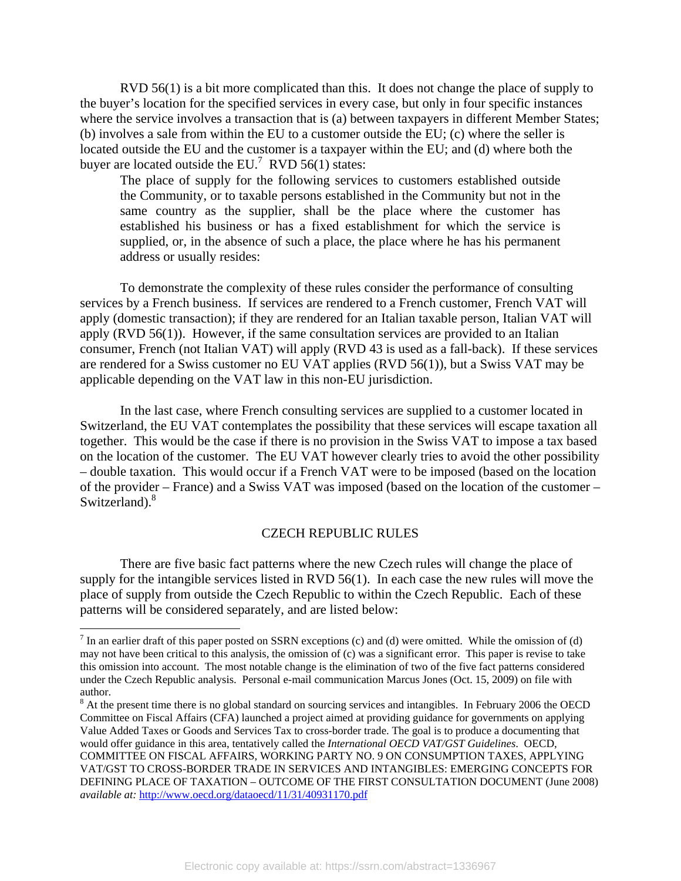RVD 56(1) is a bit more complicated than this. It does not change the place of supply to the buyer's location for the specified services in every case, but only in four specific instances where the service involves a transaction that is (a) between taxpayers in different Member States; (b) involves a sale from within the EU to a customer outside the EU; (c) where the seller is located outside the EU and the customer is a taxpayer within the EU; and (d) where both the buyer are located outside the EU.[7] RVD 56(1) states:

> The place of supply for the following services to customers established outside the Community, or to taxable persons established in the Community but not in the same country as the supplier, shall be the place where the customer has established his business or has a fixed establishment for which the service is supplied, or, in the absence of such a place, the place where he has his permanent address or usually resides:

To demonstrate the complexity of these rules consider the performance of consulting services by a French business. If services are rendered to a French customer, French VAT will apply (domestic transaction); if they are rendered for an Italian taxable person, Italian VAT will apply (RVD 56(1)). However, if the same consultation services are provided to an Italian consumer, French (not Italian VAT) will apply (RVD 43 is used as a fall-back). If these services are rendered for a Swiss customer no EU VAT applies (RVD 56(1)), but a Swiss VAT may be applicable depending on the VAT law in this non-EU jurisdiction.

In the last case, where French consulting services are supplied to a customer located in Switzerland, the EU VAT contemplates the possibility that these services will escape taxation all together. This would be the case if there is no provision in the Swiss VAT to impose a tax based on the location of the customer. The EU VAT however clearly tries to avoid the other possibility – double taxation. This would occur if a French VAT were to be imposed (based on the location of the provider – France) and a Swiss VAT was imposed (based on the location of the customer – Switzerland).[8]

## CZECH REPUBLIC RULES

There are five basic fact patterns where the new Czech rules will change the place of supply for the intangible services listed in RVD 56(1). In each case the new rules will move the place of supply from outside the Czech Republic to within the Czech Republic. Each of these patterns will be considered separately, and are listed below:

---

[7] In an earlier draft of this paper posted on SSRN exceptions (c) and (d) were omitted. While the omission of (d) may not have been critical to this analysis, the omission of (c) was a significant error. This paper is revise to take this omission into account. The most notable change is the elimination of two of the five fact patterns considered under the Czech Republic analysis. Personal e-mail communication Marcus Jones (Oct. 15, 2009) on file with author.

[8] At the present time there is no global standard on sourcing services and intangibles. In February 2006 the OECD Committee on Fiscal Affairs (CFA) launched a project aimed at providing guidance for governments on applying Value Added Taxes or Goods and Services Tax to cross-border trade. The goal is to produce a documenting that would offer guidance in this area, tentatively called the *International OECD VAT/GST Guidelines*. OECD, COMMITTEE ON FISCAL AFFAIRS, WORKING PARTY NO. 9 ON CONSUMPTION TAXES, APPLYING VAT/GST TO CROSS-BORDER TRADE IN SERVICES AND INTANGIBLES: EMERGING CONCEPTS FOR DEFINING PLACE OF TAXATION – OUTCOME OF THE FIRST CONSULTATION DOCUMENT (June 2008) *available at:* http://www.oecd.org/dataoecd/11/31/40931170.pdf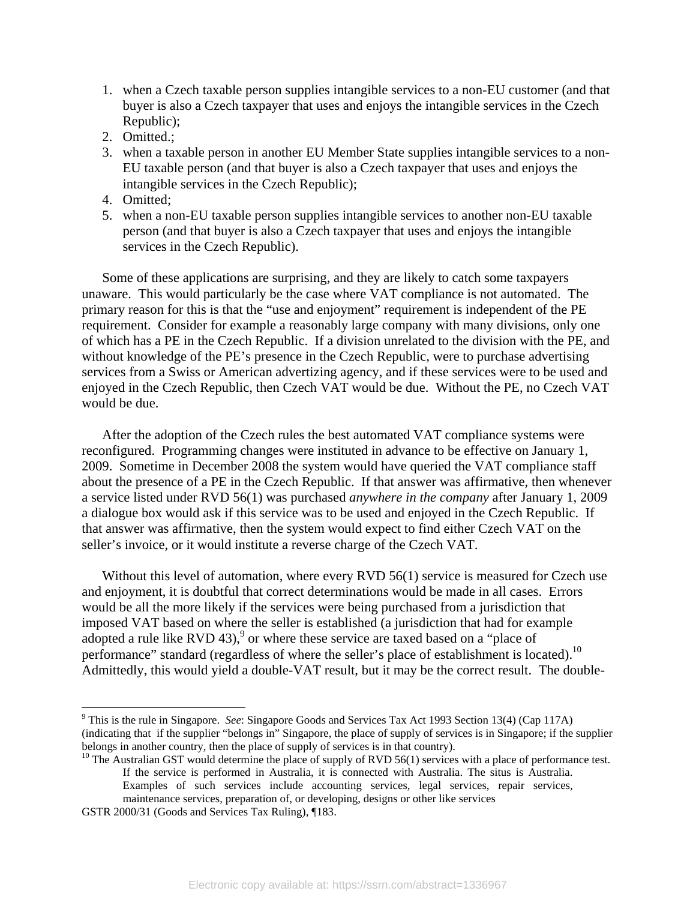1. when a Czech taxable person supplies intangible services to a non-EU customer (and that buyer is also a Czech taxpayer that uses and enjoys the intangible services in the Czech Republic);
2. Omitted.;
3. when a taxable person in another EU Member State supplies intangible services to a non-EU taxable person (and that buyer is also a Czech taxpayer that uses and enjoys the intangible services in the Czech Republic);
4. Omitted;
5. when a non-EU taxable person supplies intangible services to another non-EU taxable person (and that buyer is also a Czech taxpayer that uses and enjoys the intangible services in the Czech Republic).

Some of these applications are surprising, and they are likely to catch some taxpayers unaware. This would particularly be the case where VAT compliance is not automated. The primary reason for this is that the "use and enjoyment" requirement is independent of the PE requirement. Consider for example a reasonably large company with many divisions, only one of which has a PE in the Czech Republic. If a division unrelated to the division with the PE, and without knowledge of the PE's presence in the Czech Republic, were to purchase advertising services from a Swiss or American advertizing agency, and if these services were to be used and enjoyed in the Czech Republic, then Czech VAT would be due. Without the PE, no Czech VAT would be due.

After the adoption of the Czech rules the best automated VAT compliance systems were reconfigured. Programming changes were instituted in advance to be effective on January 1, 2009. Sometime in December 2008 the system would have queried the VAT compliance staff about the presence of a PE in the Czech Republic. If that answer was affirmative, then whenever a service listed under RVD 56(1) was purchased *anywhere in the company* after January 1, 2009 a dialogue box would ask if this service was to be used and enjoyed in the Czech Republic. If that answer was affirmative, then the system would expect to find either Czech VAT on the seller's invoice, or it would institute a reverse charge of the Czech VAT.

Without this level of automation, where every RVD 56(1) service is measured for Czech use and enjoyment, it is doubtful that correct determinations would be made in all cases. Errors would be all the more likely if the services were being purchased from a jurisdiction that imposed VAT based on where the seller is established (a jurisdiction that had for example adopted a rule like RVD 43),[9] or where these service are taxed based on a "place of performance" standard (regardless of where the seller's place of establishment is located).[10] Admittedly, this would yield a double-VAT result, but it may be the correct result. The double-

[9] This is the rule in Singapore. *See*: Singapore Goods and Services Tax Act 1993 Section 13(4) (Cap 117A) (indicating that if the supplier "belongs in" Singapore, the place of supply of services is in Singapore; if the supplier belongs in another country, then the place of supply of services is in that country).

[10] The Australian GST would determine the place of supply of RVD 56(1) services with a place of performance test.

> If the service is performed in Australia, it is connected with Australia. The situs is Australia. Examples of such services include accounting services, legal services, repair services, maintenance services, preparation of, or developing, designs or other like services

GSTR 2000/31 (Goods and Services Tax Ruling), ¶183.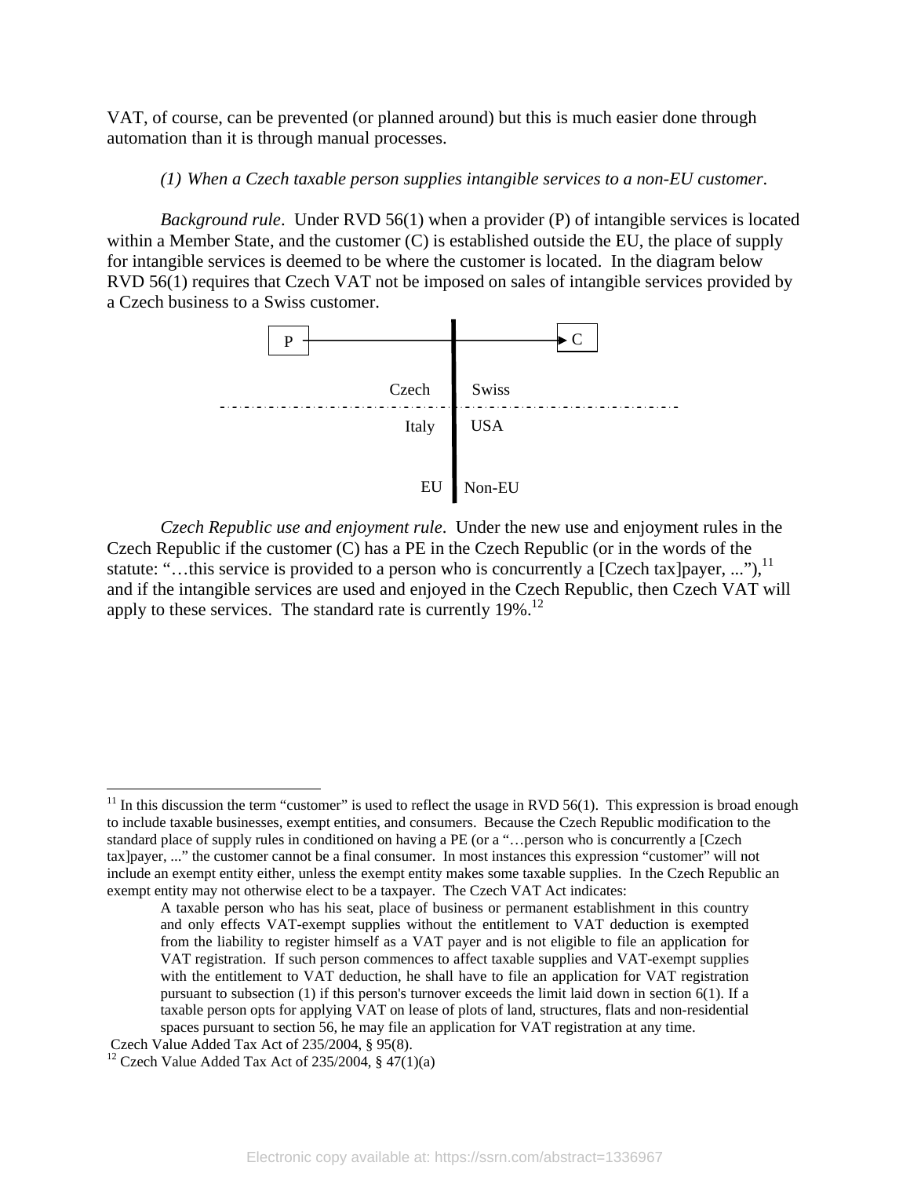VAT, of course, can be prevented (or planned around) but this is much easier done through automation than it is through manual processes.

*(1) When a Czech taxable person supplies intangible services to a non-EU customer*.

*Background rule*. Under RVD 56(1) when a provider (P) of intangible services is located within a Member State, and the customer (C) is established outside the EU, the place of supply for intangible services is deemed to be where the customer is located. In the diagram below RVD 56(1) requires that Czech VAT not be imposed on sales of intangible services provided by a Czech business to a Swiss customer.

P → C

Czech | Swiss

Italy | USA

EU | Non-EU

*Czech Republic use and enjoyment rule*. Under the new use and enjoyment rules in the Czech Republic if the customer (C) has a PE in the Czech Republic (or in the words of the statute: "…this service is provided to a person who is concurrently a [Czech tax]payer, ..."),[11] and if the intangible services are used and enjoyed in the Czech Republic, then Czech VAT will apply to these services. The standard rate is currently 19%.[12]

---

[11] In this discussion the term "customer" is used to reflect the usage in RVD 56(1). This expression is broad enough to include taxable businesses, exempt entities, and consumers. Because the Czech Republic modification to the standard place of supply rules in conditioned on having a PE (or a "…person who is concurrently a [Czech tax]payer, ..." the customer cannot be a final consumer. In most instances this expression "customer" will not include an exempt entity either, unless the exempt entity makes some taxable supplies. In the Czech Republic an exempt entity may not otherwise elect to be a taxpayer. The Czech VAT Act indicates:

> A taxable person who has his seat, place of business or permanent establishment in this country and only effects VAT-exempt supplies without the entitlement to VAT deduction is exempted from the liability to register himself as a VAT payer and is not eligible to file an application for VAT registration. If such person commences to affect taxable supplies and VAT-exempt supplies with the entitlement to VAT deduction, he shall have to file an application for VAT registration pursuant to subsection (1) if this person's turnover exceeds the limit laid down in section 6(1). If a taxable person opts for applying VAT on lease of plots of land, structures, flats and non-residential spaces pursuant to section 56, he may file an application for VAT registration at any time.

Czech Value Added Tax Act of 235/2004, § 95(8).

[12] Czech Value Added Tax Act of 235/2004, § 47(1)(a)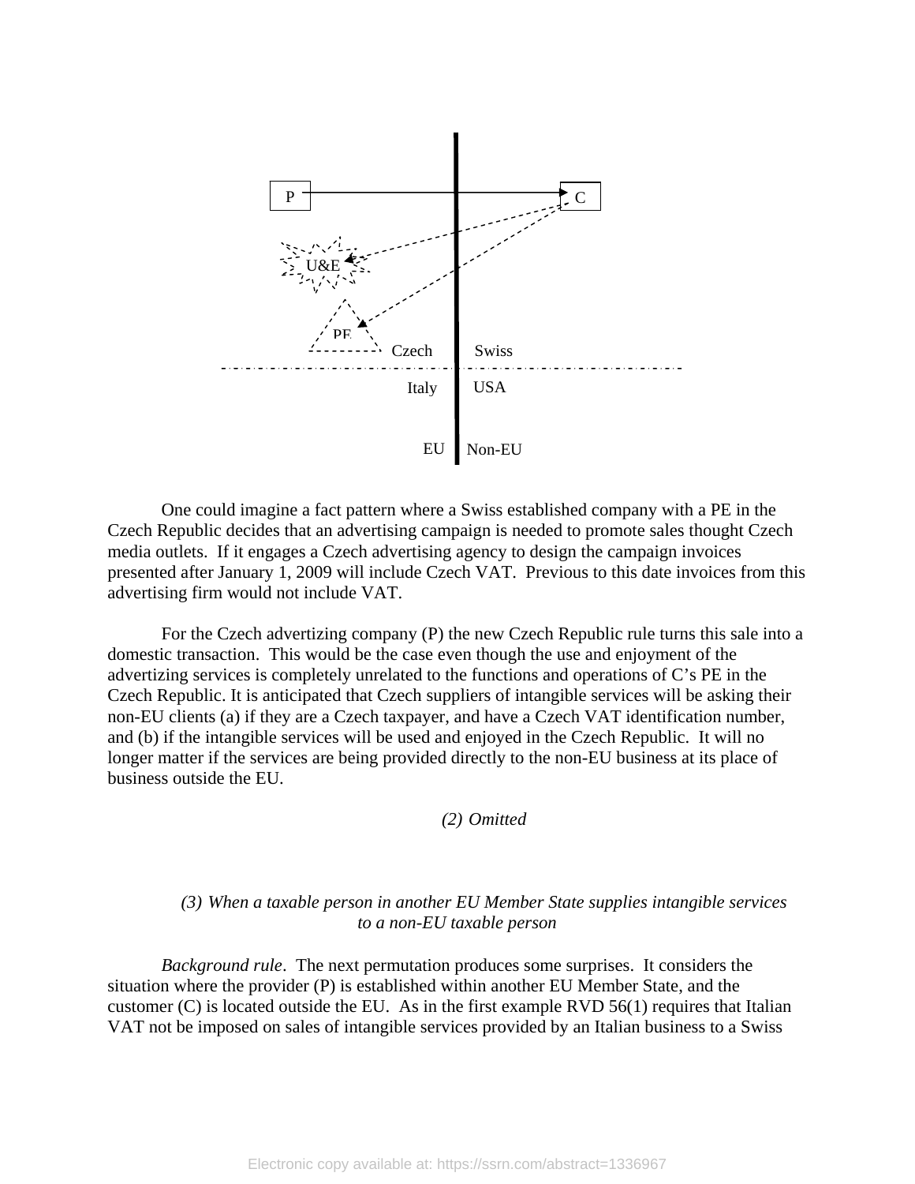P C

U&E

PE

Czech Swiss

Italy USA

EU Non-EU

One could imagine a fact pattern where a Swiss established company with a PE in the Czech Republic decides that an advertising campaign is needed to promote sales thought Czech media outlets. If it engages a Czech advertising agency to design the campaign invoices presented after January 1, 2009 will include Czech VAT. Previous to this date invoices from this advertising firm would not include VAT.

For the Czech advertizing company (P) the new Czech Republic rule turns this sale into a domestic transaction. This would be the case even though the use and enjoyment of the advertizing services is completely unrelated to the functions and operations of C's PE in the Czech Republic. It is anticipated that Czech suppliers of intangible services will be asking their non-EU clients (a) if they are a Czech taxpayer, and have a Czech VAT identification number, and (b) if the intangible services will be used and enjoyed in the Czech Republic. It will no longer matter if the services are being provided directly to the non-EU business at its place of business outside the EU.

*(2) Omitted*

*(3) When a taxable person in another EU Member State supplies intangible services to a non-EU taxable person*

*Background rule*. The next permutation produces some surprises. It considers the situation where the provider (P) is established within another EU Member State, and the customer (C) is located outside the EU. As in the first example RVD 56(1) requires that Italian VAT not be imposed on sales of intangible services provided by an Italian business to a Swiss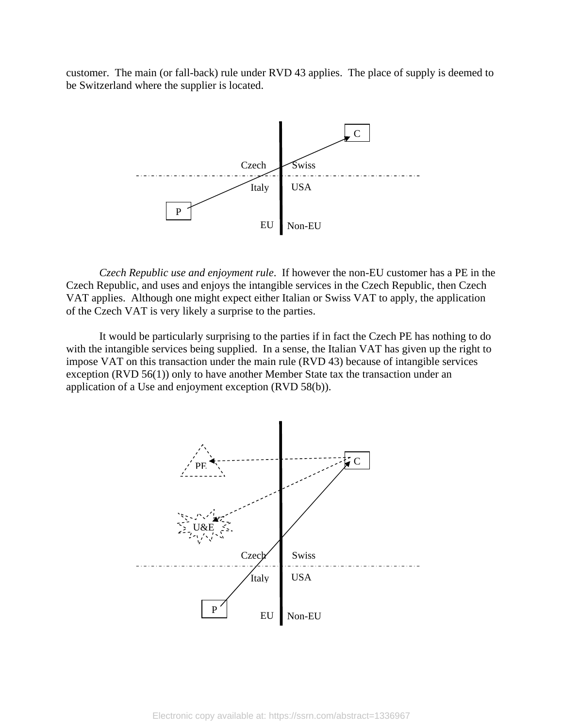customer. The main (or fall-back) rule under RVD 43 applies. The place of supply is deemed to be Switzerland where the supplier is located.

*Czech Republic use and enjoyment rule*. If however the non-EU customer has a PE in the Czech Republic, and uses and enjoys the intangible services in the Czech Republic, then Czech VAT applies. Although one might expect either Italian or Swiss VAT to apply, the application of the Czech VAT is very likely a surprise to the parties.

It would be particularly surprising to the parties if in fact the Czech PE has nothing to do with the intangible services being supplied. In a sense, the Italian VAT has given up the right to impose VAT on this transaction under the main rule (RVD 43) because of intangible services exception (RVD 56(1)) only to have another Member State tax the transaction under an application of a Use and enjoyment exception (RVD 58(b)).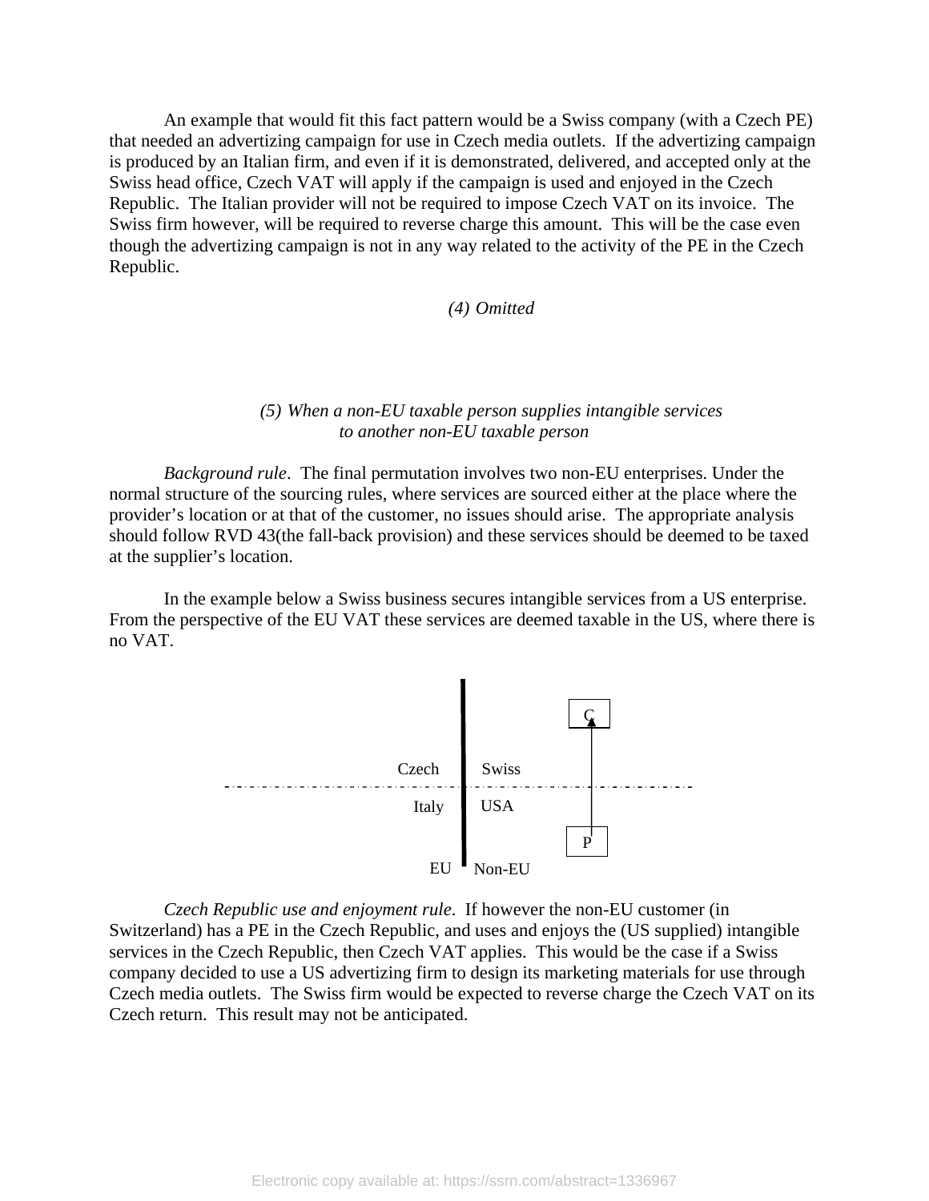An example that would fit this fact pattern would be a Swiss company (with a Czech PE) that needed an advertizing campaign for use in Czech media outlets. If the advertizing campaign is produced by an Italian firm, and even if it is demonstrated, delivered, and accepted only at the Swiss head office, Czech VAT will apply if the campaign is used and enjoyed in the Czech Republic. The Italian provider will not be required to impose Czech VAT on its invoice. The Swiss firm however, will be required to reverse charge this amount. This will be the case even though the advertizing campaign is not in any way related to the activity of the PE in the Czech Republic.

*(4) Omitted*

### *(5) When a non-EU taxable person supplies intangible services to another non-EU taxable person*

*Background rule*. The final permutation involves two non-EU enterprises. Under the normal structure of the sourcing rules, where services are sourced either at the place where the provider's location or at that of the customer, no issues should arise. The appropriate analysis should follow RVD 43(the fall-back provision) and these services should be deemed to be taxed at the supplier's location.

In the example below a Swiss business secures intangible services from a US enterprise. From the perspective of the EU VAT these services are deemed taxable in the US, where there is no VAT.

| | EU | Non-EU |
|---|---|---|
| Upper | Czech | Swiss — C |
| Lower | Italy | USA — P (P → C) |

*Czech Republic use and enjoyment rule*. If however the non-EU customer (in Switzerland) has a PE in the Czech Republic, and uses and enjoys the (US supplied) intangible services in the Czech Republic, then Czech VAT applies. This would be the case if a Swiss company decided to use a US advertizing firm to design its marketing materials for use through Czech media outlets. The Swiss firm would be expected to reverse charge the Czech VAT on its Czech return. This result may not be anticipated.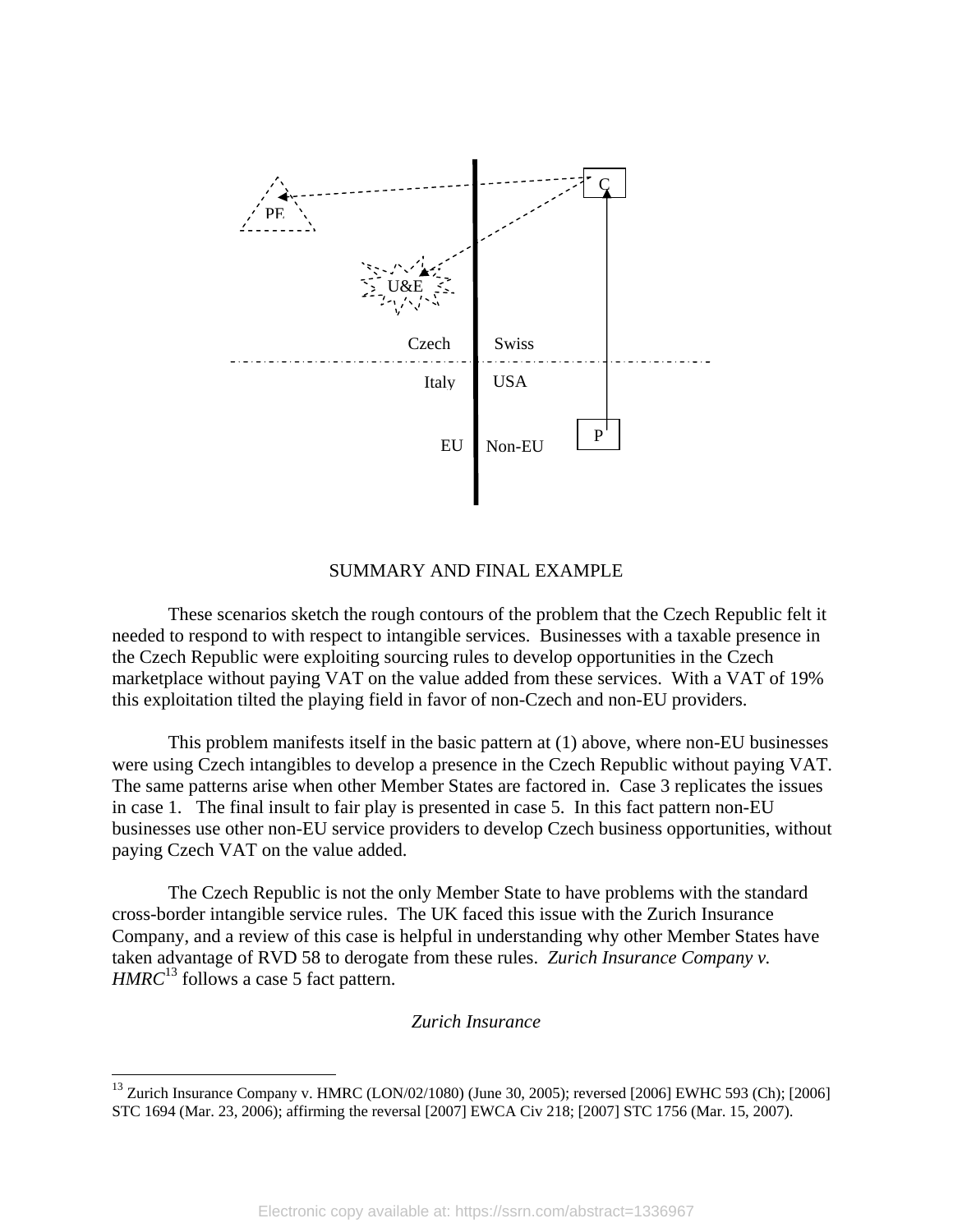SUMMARY AND FINAL EXAMPLE

These scenarios sketch the rough contours of the problem that the Czech Republic felt it needed to respond to with respect to intangible services. Businesses with a taxable presence in the Czech Republic were exploiting sourcing rules to develop opportunities in the Czech marketplace without paying VAT on the value added from these services. With a VAT of 19% this exploitation tilted the playing field in favor of non-Czech and non-EU providers.

This problem manifests itself in the basic pattern at (1) above, where non-EU businesses were using Czech intangibles to develop a presence in the Czech Republic without paying VAT. The same patterns arise when other Member States are factored in. Case 3 replicates the issues in case 1. The final insult to fair play is presented in case 5. In this fact pattern non-EU businesses use other non-EU service providers to develop Czech business opportunities, without paying Czech VAT on the value added.

The Czech Republic is not the only Member State to have problems with the standard cross-border intangible service rules. The UK faced this issue with the Zurich Insurance Company, and a review of this case is helpful in understanding why other Member States have taken advantage of RVD 58 to derogate from these rules. *Zurich Insurance Company v. HMRC*[13] follows a case 5 fact pattern.

*Zurich Insurance*

[13] Zurich Insurance Company v. HMRC (LON/02/1080) (June 30, 2005); reversed [2006] EWHC 593 (Ch); [2006] STC 1694 (Mar. 23, 2006); affirming the reversal [2007] EWCA Civ 218; [2007] STC 1756 (Mar. 15, 2007).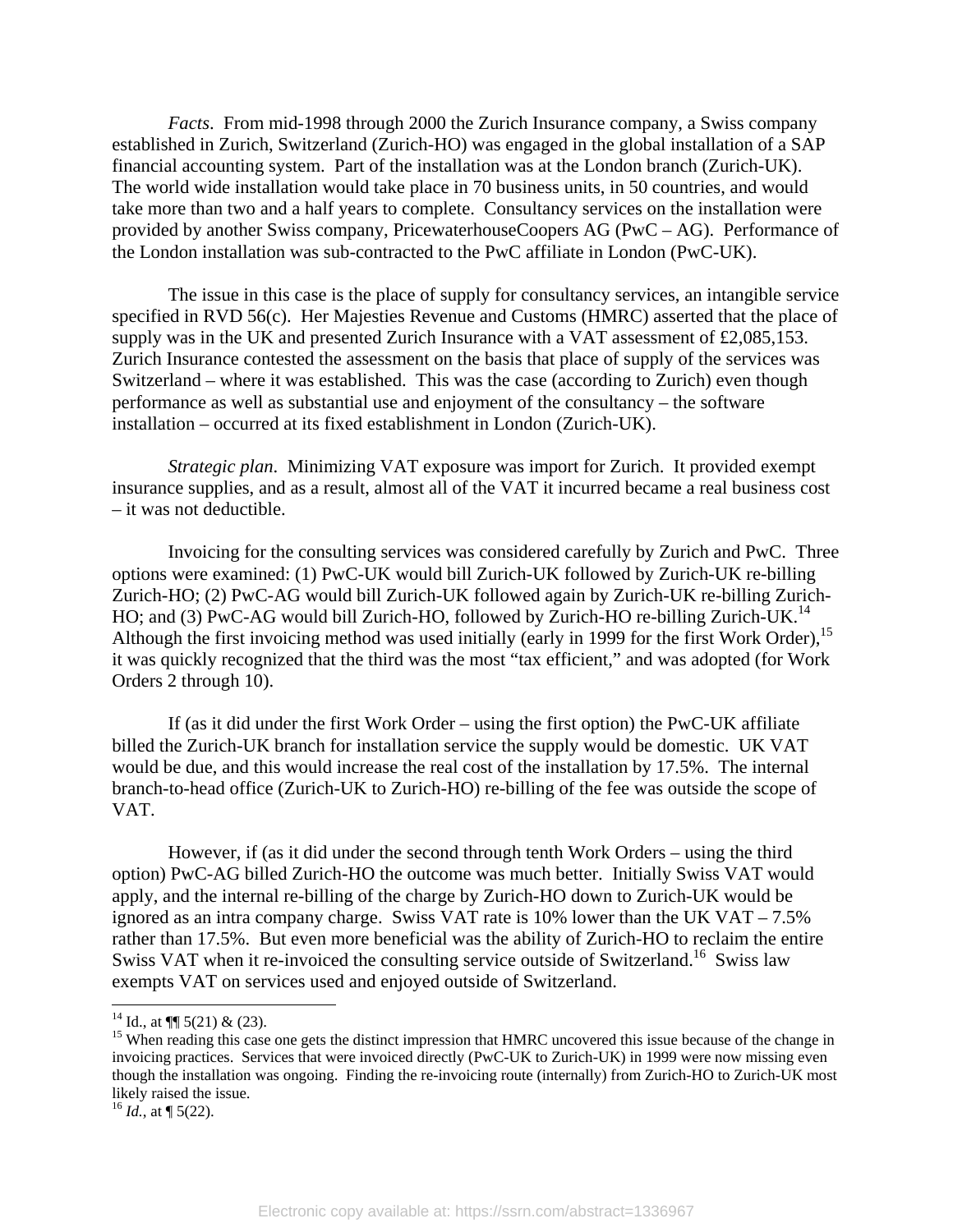*Facts*. From mid-1998 through 2000 the Zurich Insurance company, a Swiss company established in Zurich, Switzerland (Zurich-HO) was engaged in the global installation of a SAP financial accounting system. Part of the installation was at the London branch (Zurich-UK). The world wide installation would take place in 70 business units, in 50 countries, and would take more than two and a half years to complete. Consultancy services on the installation were provided by another Swiss company, PricewaterhouseCoopers AG (PwC – AG). Performance of the London installation was sub-contracted to the PwC affiliate in London (PwC-UK).

The issue in this case is the place of supply for consultancy services, an intangible service specified in RVD 56(c). Her Majesties Revenue and Customs (HMRC) asserted that the place of supply was in the UK and presented Zurich Insurance with a VAT assessment of £2,085,153. Zurich Insurance contested the assessment on the basis that place of supply of the services was Switzerland – where it was established. This was the case (according to Zurich) even though performance as well as substantial use and enjoyment of the consultancy – the software installation – occurred at its fixed establishment in London (Zurich-UK).

*Strategic plan*. Minimizing VAT exposure was import for Zurich. It provided exempt insurance supplies, and as a result, almost all of the VAT it incurred became a real business cost – it was not deductible.

Invoicing for the consulting services was considered carefully by Zurich and PwC. Three options were examined: (1) PwC-UK would bill Zurich-UK followed by Zurich-UK re-billing Zurich-HO; (2) PwC-AG would bill Zurich-UK followed again by Zurich-UK re-billing Zurich-HO; and (3) PwC-AG would bill Zurich-HO, followed by Zurich-HO re-billing Zurich-UK.[14] Although the first invoicing method was used initially (early in 1999 for the first Work Order),[15] it was quickly recognized that the third was the most "tax efficient," and was adopted (for Work Orders 2 through 10).

If (as it did under the first Work Order – using the first option) the PwC-UK affiliate billed the Zurich-UK branch for installation service the supply would be domestic. UK VAT would be due, and this would increase the real cost of the installation by 17.5%. The internal branch-to-head office (Zurich-UK to Zurich-HO) re-billing of the fee was outside the scope of VAT.

However, if (as it did under the second through tenth Work Orders – using the third option) PwC-AG billed Zurich-HO the outcome was much better. Initially Swiss VAT would apply, and the internal re-billing of the charge by Zurich-HO down to Zurich-UK would be ignored as an intra company charge. Swiss VAT rate is 10% lower than the UK VAT – 7.5% rather than 17.5%. But even more beneficial was the ability of Zurich-HO to reclaim the entire Swiss VAT when it re-invoiced the consulting service outside of Switzerland.[16] Swiss law exempts VAT on services used and enjoyed outside of Switzerland.

---

[14] Id., at ¶¶ 5(21) & (23).

[15] When reading this case one gets the distinct impression that HMRC uncovered this issue because of the change in invoicing practices. Services that were invoiced directly (PwC-UK to Zurich-UK) in 1999 were now missing even though the installation was ongoing. Finding the re-invoicing route (internally) from Zurich-HO to Zurich-UK most likely raised the issue.

[16] *Id.*, at ¶ 5(22).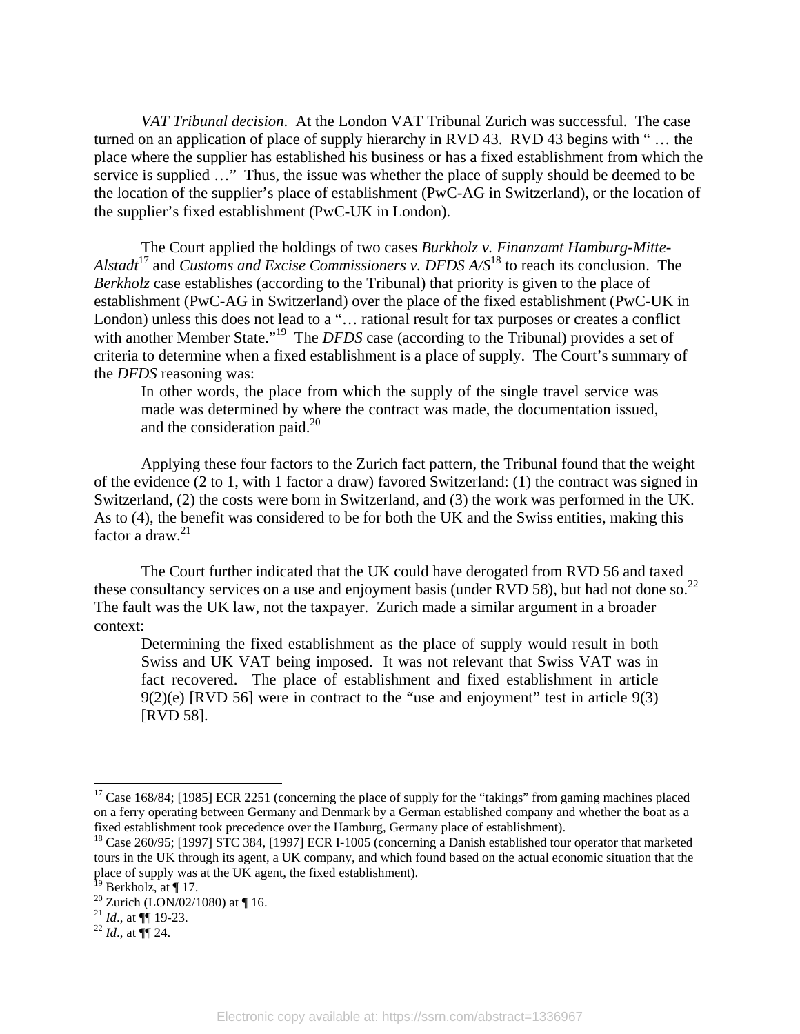*VAT Tribunal decision*. At the London VAT Tribunal Zurich was successful. The case turned on an application of place of supply hierarchy in RVD 43. RVD 43 begins with " … the place where the supplier has established his business or has a fixed establishment from which the service is supplied …" Thus, the issue was whether the place of supply should be deemed to be the location of the supplier's place of establishment (PwC-AG in Switzerland), or the location of the supplier's fixed establishment (PwC-UK in London).

The Court applied the holdings of two cases *Burkholz v. Finanzamt Hamburg-Mitte-Alstadt*[17] and *Customs and Excise Commissioners v. DFDS A/S*[18] to reach its conclusion. The *Berkholz* case establishes (according to the Tribunal) that priority is given to the place of establishment (PwC-AG in Switzerland) over the place of the fixed establishment (PwC-UK in London) unless this does not lead to a "… rational result for tax purposes or creates a conflict with another Member State."[19] The *DFDS* case (according to the Tribunal) provides a set of criteria to determine when a fixed establishment is a place of supply. The Court's summary of the *DFDS* reasoning was:

> In other words, the place from which the supply of the single travel service was made was determined by where the contract was made, the documentation issued, and the consideration paid.[20]

Applying these four factors to the Zurich fact pattern, the Tribunal found that the weight of the evidence (2 to 1, with 1 factor a draw) favored Switzerland: (1) the contract was signed in Switzerland, (2) the costs were born in Switzerland, and (3) the work was performed in the UK. As to (4), the benefit was considered to be for both the UK and the Swiss entities, making this factor a draw.[21]

The Court further indicated that the UK could have derogated from RVD 56 and taxed these consultancy services on a use and enjoyment basis (under RVD 58), but had not done so.[22] The fault was the UK law, not the taxpayer. Zurich made a similar argument in a broader context:

> Determining the fixed establishment as the place of supply would result in both Swiss and UK VAT being imposed. It was not relevant that Swiss VAT was in fact recovered. The place of establishment and fixed establishment in article 9(2)(e) [RVD 56] were in contract to the "use and enjoyment" test in article 9(3) [RVD 58].

---

[17] Case 168/84; [1985] ECR 2251 (concerning the place of supply for the "takings" from gaming machines placed on a ferry operating between Germany and Denmark by a German established company and whether the boat as a fixed establishment took precedence over the Hamburg, Germany place of establishment).

[18] Case 260/95; [1997] STC 384, [1997] ECR I-1005 (concerning a Danish established tour operator that marketed tours in the UK through its agent, a UK company, and which found based on the actual economic situation that the place of supply was at the UK agent, the fixed establishment).

[19] Berkholz, at ¶ 17.

[20] Zurich (LON/02/1080) at ¶ 16.

[21] *Id*., at ¶¶ 19-23.

[22] *Id*., at ¶¶ 24.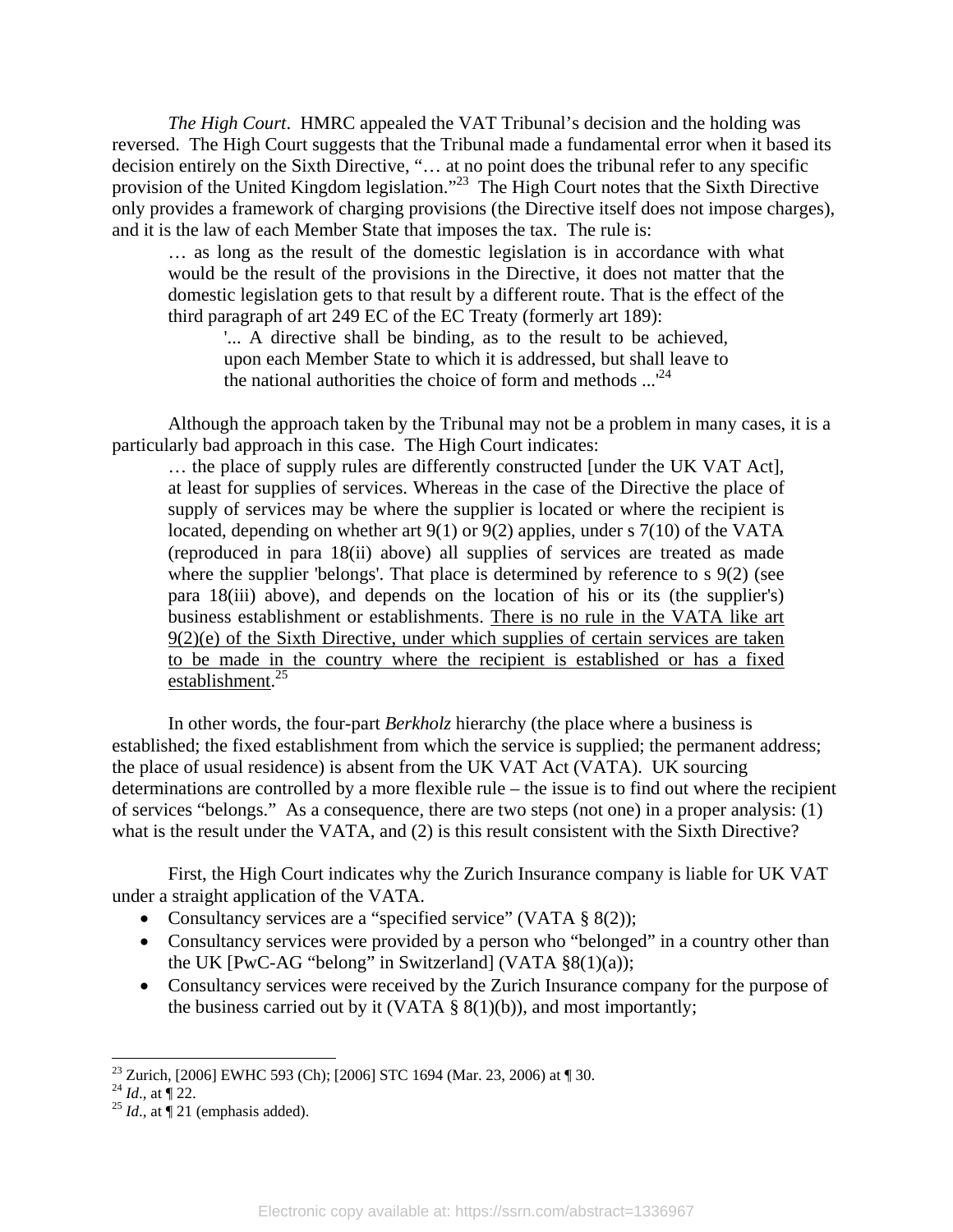*The High Court*. HMRC appealed the VAT Tribunal's decision and the holding was reversed. The High Court suggests that the Tribunal made a fundamental error when it based its decision entirely on the Sixth Directive, "… at no point does the tribunal refer to any specific provision of the United Kingdom legislation."[23] The High Court notes that the Sixth Directive only provides a framework of charging provisions (the Directive itself does not impose charges), and it is the law of each Member State that imposes the tax. The rule is:

> … as long as the result of the domestic legislation is in accordance with what would be the result of the provisions in the Directive, it does not matter that the domestic legislation gets to that result by a different route. That is the effect of the third paragraph of art 249 EC of the EC Treaty (formerly art 189):
>
> > '... A directive shall be binding, as to the result to be achieved, upon each Member State to which it is addressed, but shall leave to the national authorities the choice of form and methods ...'[24]

Although the approach taken by the Tribunal may not be a problem in many cases, it is a particularly bad approach in this case. The High Court indicates:

> … the place of supply rules are differently constructed [under the UK VAT Act], at least for supplies of services. Whereas in the case of the Directive the place of supply of services may be where the supplier is located or where the recipient is located, depending on whether art 9(1) or 9(2) applies, under s 7(10) of the VATA (reproduced in para 18(ii) above) all supplies of services are treated as made where the supplier 'belongs'. That place is determined by reference to s 9(2) (see para 18(iii) above), and depends on the location of his or its (the supplier's) business establishment or establishments. <u>There is no rule in the VATA like art 9(2)(e) of the Sixth Directive, under which supplies of certain services are taken to be made in the country where the recipient is established or has a fixed establishment</u>.[25]

In other words, the four-part *Berkholz* hierarchy (the place where a business is established; the fixed establishment from which the service is supplied; the permanent address; the place of usual residence) is absent from the UK VAT Act (VATA). UK sourcing determinations are controlled by a more flexible rule – the issue is to find out where the recipient of services "belongs." As a consequence, there are two steps (not one) in a proper analysis: (1) what is the result under the VATA, and (2) is this result consistent with the Sixth Directive?

First, the High Court indicates why the Zurich Insurance company is liable for UK VAT under a straight application of the VATA.

- Consultancy services are a "specified service" (VATA § 8(2));
- Consultancy services were provided by a person who "belonged" in a country other than the UK [PwC-AG "belong" in Switzerland] (VATA §8(1)(a));
- Consultancy services were received by the Zurich Insurance company for the purpose of the business carried out by it (VATA § 8(1)(b)), and most importantly;

---

[23] Zurich, [2006] EWHC 593 (Ch); [2006] STC 1694 (Mar. 23, 2006) at ¶ 30.

[24] *Id*., at ¶ 22.

[25] *Id*., at ¶ 21 (emphasis added).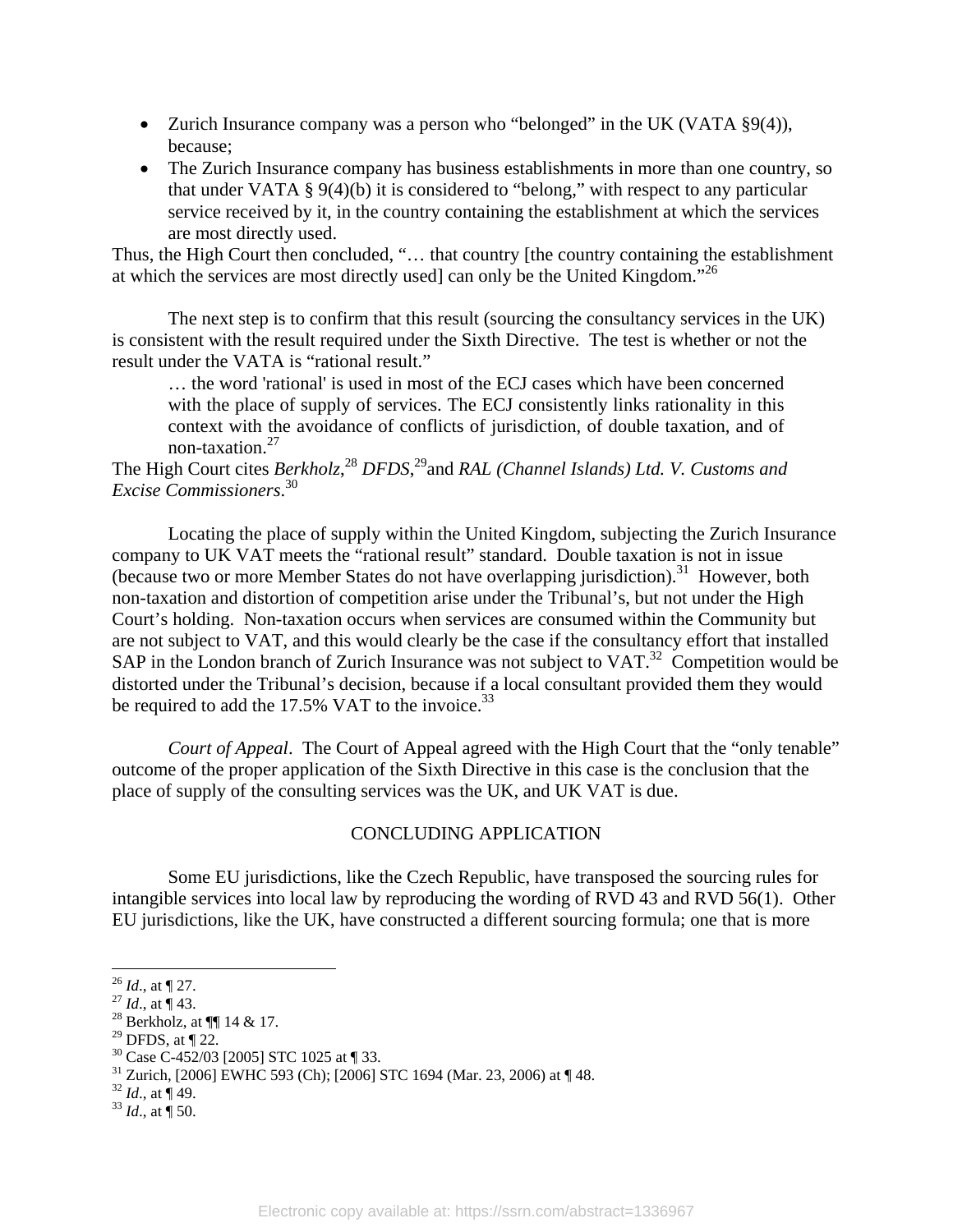- Zurich Insurance company was a person who "belonged" in the UK (VATA §9(4)), because;
- The Zurich Insurance company has business establishments in more than one country, so that under VATA § 9(4)(b) it is considered to "belong," with respect to any particular service received by it, in the country containing the establishment at which the services are most directly used.

Thus, the High Court then concluded, "… that country [the country containing the establishment at which the services are most directly used] can only be the United Kingdom."[26]

The next step is to confirm that this result (sourcing the consultancy services in the UK) is consistent with the result required under the Sixth Directive. The test is whether or not the result under the VATA is "rational result."

> … the word 'rational' is used in most of the ECJ cases which have been concerned with the place of supply of services. The ECJ consistently links rationality in this context with the avoidance of conflicts of jurisdiction, of double taxation, and of non-taxation.[27]

The High Court cites *Berkholz*,[28] *DFDS*,[29] and *RAL (Channel Islands) Ltd. V. Customs and Excise Commissioners*.[30]

Locating the place of supply within the United Kingdom, subjecting the Zurich Insurance company to UK VAT meets the "rational result" standard. Double taxation is not in issue (because two or more Member States do not have overlapping jurisdiction).[31] However, both non-taxation and distortion of competition arise under the Tribunal's, but not under the High Court's holding. Non-taxation occurs when services are consumed within the Community but are not subject to VAT, and this would clearly be the case if the consultancy effort that installed SAP in the London branch of Zurich Insurance was not subject to VAT.[32] Competition would be distorted under the Tribunal's decision, because if a local consultant provided them they would be required to add the 17.5% VAT to the invoice.[33]

*Court of Appeal*. The Court of Appeal agreed with the High Court that the "only tenable" outcome of the proper application of the Sixth Directive in this case is the conclusion that the place of supply of the consulting services was the UK, and UK VAT is due.

## CONCLUDING APPLICATION

Some EU jurisdictions, like the Czech Republic, have transposed the sourcing rules for intangible services into local law by reproducing the wording of RVD 43 and RVD 56(1). Other EU jurisdictions, like the UK, have constructed a different sourcing formula; one that is more

---

[26] *Id*., at ¶ 27.
[27] *Id*., at ¶ 43.
[28] Berkholz, at ¶¶ 14 & 17.
[29] DFDS, at ¶ 22.
[30] Case C-452/03 [2005] STC 1025 at ¶ 33.
[31] Zurich, [2006] EWHC 593 (Ch); [2006] STC 1694 (Mar. 23, 2006) at ¶ 48.
[32] *Id*., at ¶ 49.
[33] *Id*., at ¶ 50.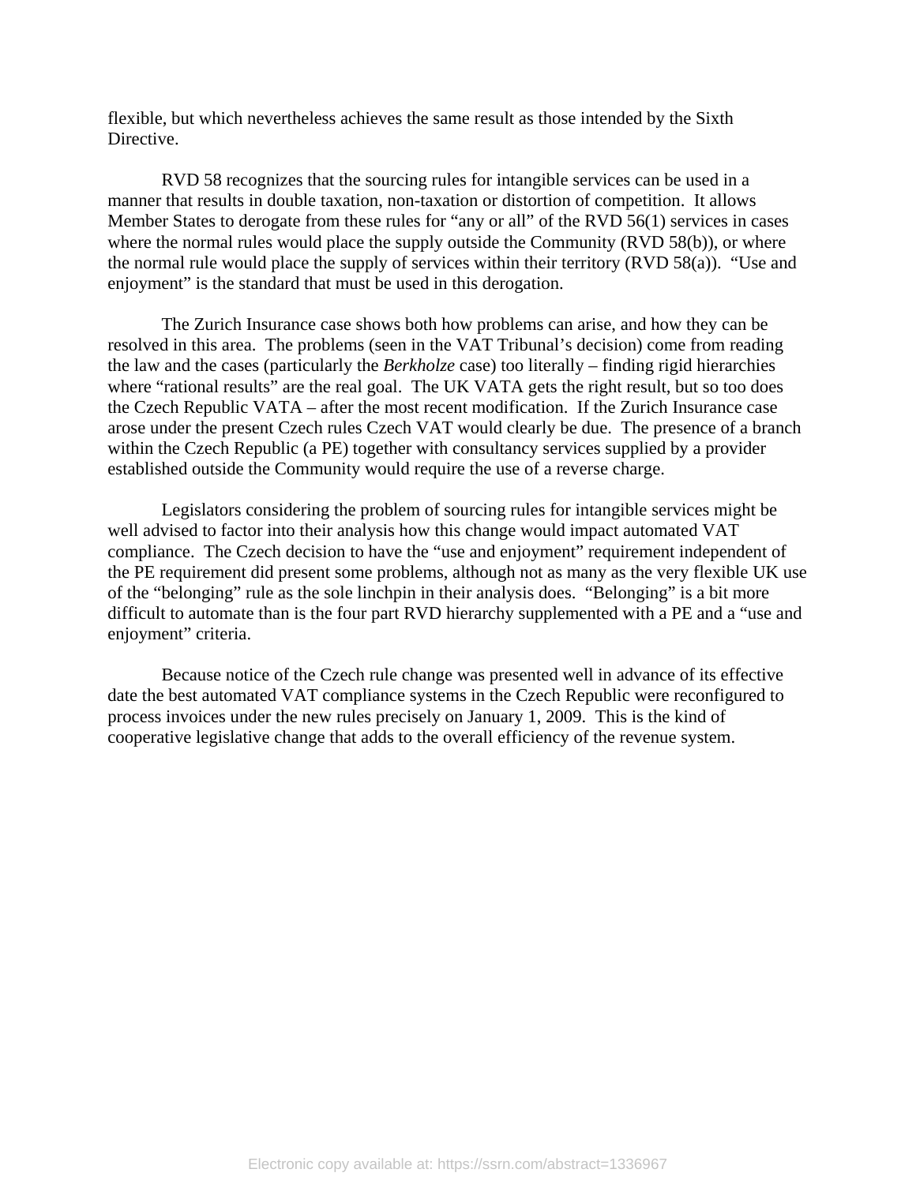flexible, but which nevertheless achieves the same result as those intended by the Sixth Directive.

RVD 58 recognizes that the sourcing rules for intangible services can be used in a manner that results in double taxation, non-taxation or distortion of competition. It allows Member States to derogate from these rules for "any or all" of the RVD 56(1) services in cases where the normal rules would place the supply outside the Community (RVD 58(b)), or where the normal rule would place the supply of services within their territory (RVD 58(a)). "Use and enjoyment" is the standard that must be used in this derogation.

The Zurich Insurance case shows both how problems can arise, and how they can be resolved in this area. The problems (seen in the VAT Tribunal's decision) come from reading the law and the cases (particularly the *Berkholze* case) too literally – finding rigid hierarchies where "rational results" are the real goal. The UK VATA gets the right result, but so too does the Czech Republic VATA – after the most recent modification. If the Zurich Insurance case arose under the present Czech rules Czech VAT would clearly be due. The presence of a branch within the Czech Republic (a PE) together with consultancy services supplied by a provider established outside the Community would require the use of a reverse charge.

Legislators considering the problem of sourcing rules for intangible services might be well advised to factor into their analysis how this change would impact automated VAT compliance. The Czech decision to have the "use and enjoyment" requirement independent of the PE requirement did present some problems, although not as many as the very flexible UK use of the "belonging" rule as the sole linchpin in their analysis does. "Belonging" is a bit more difficult to automate than is the four part RVD hierarchy supplemented with a PE and a "use and enjoyment" criteria.

Because notice of the Czech rule change was presented well in advance of its effective date the best automated VAT compliance systems in the Czech Republic were reconfigured to process invoices under the new rules precisely on January 1, 2009. This is the kind of cooperative legislative change that adds to the overall efficiency of the revenue system.